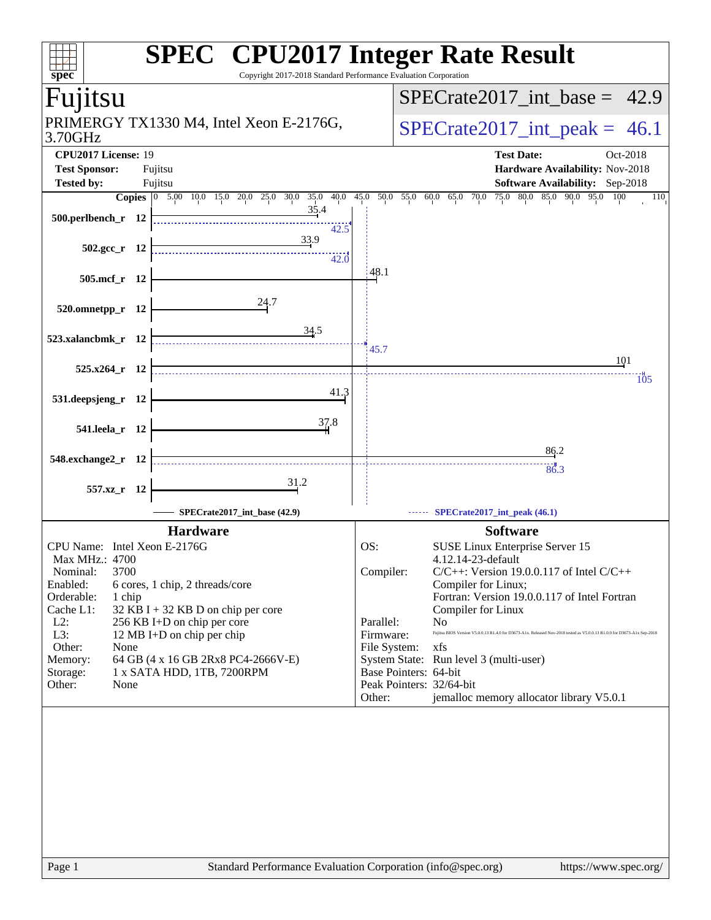# SPEC CPU2017 Integer Rate Result

Copyright 2017-2018 Standard Performance Evaluation Corporation

## Fujitsu

PRIMERGY TX1330 M4, Intel Xeon E-2176G, 3.70GHz

SPECrate2017_int_base = 42.9

SPECrate2017_int_peak = 46.1

| | | | |
|---|---|---|---|
| **CPU2017 License:** | 19 | **Test Date:** | Oct-2018 |
| **Test Sponsor:** | Fujitsu | **Hardware Availability:** | Nov-2018 |
| **Tested by:** | Fujitsu | **Software Availability:** | Sep-2018 |

| Benchmark | Copies | Base | Peak |
|---|---|---|---|
| 500.perlbench_r | 12 | 35.4 | 42.5 |
| 502.gcc_r | 12 | 33.9 | 42.0 |
| 505.mcf_r | 12 | 48.1 | |
| 520.omnetpp_r | 12 | 24.7 | |
| 523.xalancbmk_r | 12 | 34.5 | 45.7 |
| 525.x264_r | 12 | 101 | 105 |
| 531.deepsjeng_r | 12 | 41.3 | |
| 541.leela_r | 12 | 37.8 | |
| 548.exchange2_r | 12 | 86.2 | 86.3 |
| 557.xz_r | 12 | 31.2 | |

SPECrate2017_int_base (42.9) ------ SPECrate2017_int_peak (46.1)

### Hardware

| | |
|---|---|
| CPU Name: | Intel Xeon E-2176G |
| Max MHz.: | 4700 |
| Nominal: | 3700 |
| Enabled: | 6 cores, 1 chip, 2 threads/core |
| Orderable: | 1 chip |
| Cache L1: | 32 KB I + 32 KB D on chip per core |
| L2: | 256 KB I+D on chip per core |
| L3: | 12 MB I+D on chip per chip |
| Other: | None |
| Memory: | 64 GB (4 x 16 GB 2Rx8 PC4-2666V-E) |
| Storage: | 1 x SATA HDD, 1TB, 7200RPM |
| Other: | None |

### Software

| | |
|---|---|
| OS: | SUSE Linux Enterprise Server 15 4.12.14-23-default |
| Compiler: | C/C++: Version 19.0.0.117 of Intel C/C++ Compiler for Linux; Fortran: Version 19.0.0.117 of Intel Fortran Compiler for Linux |
| Parallel: | No |
| Firmware: | Fujitsu BIOS Version V5.0.0.13 R1.4.0 for D3673-A1x. Released Nov-2018 tested as V5.0.0.13 R1.0.0 for D3673-A1x Sep-2018 |
| File System: | xfs |
| System State: | Run level 3 (multi-user) |
| Base Pointers: | 64-bit |
| Peak Pointers: | 32/64-bit |
| Other: | jemalloc memory allocator library V5.0.1 |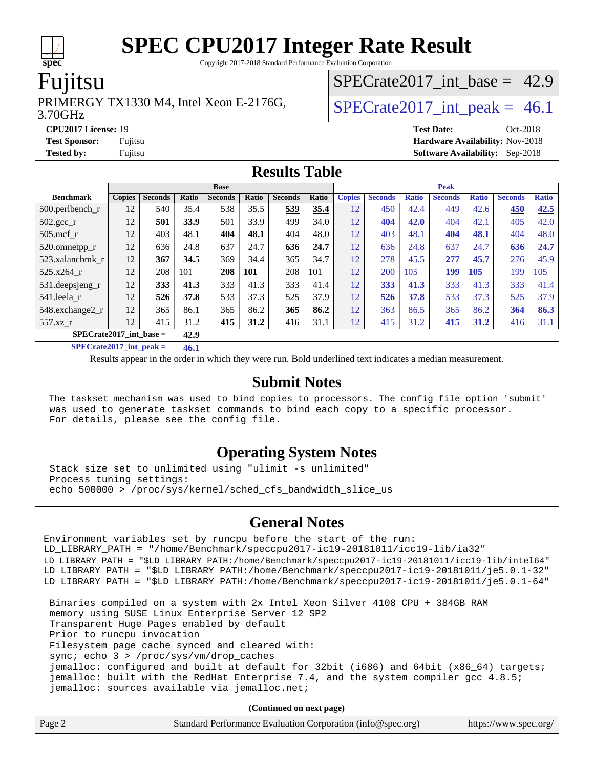# SPEC CPU2017 Integer Rate Result

Copyright 2017-2018 Standard Performance Evaluation Corporation

## Fujitsu

PRIMERGY TX1330 M4, Intel Xeon E-2176G, 3.70GHz

SPECrate2017_int_base = 42.9

SPECrate2017_int_peak = 46.1

**CPU2017 License:** 19
**Test Sponsor:** Fujitsu
**Tested by:** Fujitsu

**Test Date:** Oct-2018
**Hardware Availability:** Nov-2018
**Software Availability:** Sep-2018

## Results Table

| Benchmark | Base | | | | | | | Peak | | | | | | |
|---|---|---|---|---|---|---|---|---|---|---|---|---|---|---|
| | Copies | Seconds | Ratio | Seconds | Ratio | Seconds | Ratio | Copies | Seconds | Ratio | Seconds | Ratio | Seconds | Ratio |
| 500.perlbench_r | 12 | 540 | 35.4 | 538 | 35.5 | **539** | **35.4** | 12 | 450 | 42.4 | 449 | 42.6 | **450** | **42.5** |
| 502.gcc_r | 12 | **501** | **33.9** | 501 | 33.9 | 499 | 34.0 | 12 | **404** | **42.0** | 404 | 42.1 | 405 | 42.0 |
| 505.mcf_r | 12 | 403 | 48.1 | **404** | **48.1** | 404 | 48.0 | 12 | 403 | 48.1 | **404** | **48.1** | 404 | 48.0 |
| 520.omnetpp_r | 12 | 636 | 24.8 | 637 | 24.7 | **636** | **24.7** | 12 | 636 | 24.8 | 637 | 24.7 | **636** | **24.7** |
| 523.xalancbmk_r | 12 | **367** | **34.5** | 369 | 34.4 | 365 | 34.7 | 12 | 278 | 45.5 | **277** | **45.7** | 276 | 45.9 |
| 525.x264_r | 12 | 208 | 101 | **208** | **101** | 208 | 101 | 12 | 200 | 105 | **199** | **105** | 199 | 105 |
| 531.deepsjeng_r | 12 | **333** | **41.3** | 333 | 41.3 | 333 | 41.4 | 12 | **333** | **41.3** | 333 | 41.3 | 333 | 41.4 |
| 541.leela_r | 12 | **526** | **37.8** | 533 | 37.3 | 525 | 37.9 | 12 | **526** | **37.8** | 533 | 37.3 | 525 | 37.9 |
| 548.exchange2_r | 12 | 365 | 86.1 | 365 | 86.2 | **365** | **86.2** | 12 | 363 | 86.5 | 365 | 86.2 | **364** | **86.3** |
| 557.xz_r | 12 | 415 | 31.2 | **415** | **31.2** | 416 | 31.1 | 12 | 415 | 31.2 | **415** | **31.2** | 416 | 31.1 |
| **SPECrate2017_int_base =** | | | **42.9** | | | | | | | | | | | |
| **SPECrate2017_int_peak =** | | | **46.1** | | | | | | | | | | | |

Results appear in the order in which they were run. Bold underlined text indicates a median measurement.

## Submit Notes

```
The taskset mechanism was used to bind copies to processors. The config file option 'submit'
was used to generate taskset commands to bind each copy to a specific processor.
For details, please see the config file.
```

## Operating System Notes

```
Stack size set to unlimited using "ulimit -s unlimited"
Process tuning settings:
echo 500000 > /proc/sys/kernel/sched_cfs_bandwidth_slice_us
```

## General Notes

```
Environment variables set by runcpu before the start of the run:
LD_LIBRARY_PATH = "/home/Benchmark/speccpu2017-ic19-20181011/icc19-lib/ia32"
LD_LIBRARY_PATH = "$LD_LIBRARY_PATH:/home/Benchmark/speccpu2017-ic19-20181011/icc19-lib/intel64"
LD_LIBRARY_PATH = "$LD_LIBRARY_PATH:/home/Benchmark/speccpu2017-ic19-20181011/je5.0.1-32"
LD_LIBRARY_PATH = "$LD_LIBRARY_PATH:/home/Benchmark/speccpu2017-ic19-20181011/je5.0.1-64"

Binaries compiled on a system with 2x Intel Xeon Silver 4108 CPU + 384GB RAM
memory using SUSE Linux Enterprise Server 12 SP2
Transparent Huge Pages enabled by default
Prior to runcpu invocation
Filesystem page cache synced and cleared with:
sync; echo 3 > /proc/sys/vm/drop_caches
jemalloc: configured and built at default for 32bit (i686) and 64bit (x86_64) targets;
jemalloc: built with the RedHat Enterprise 7.4, and the system compiler gcc 4.8.5;
jemalloc: sources available via jemalloc.net;
```

**(Continued on next page)**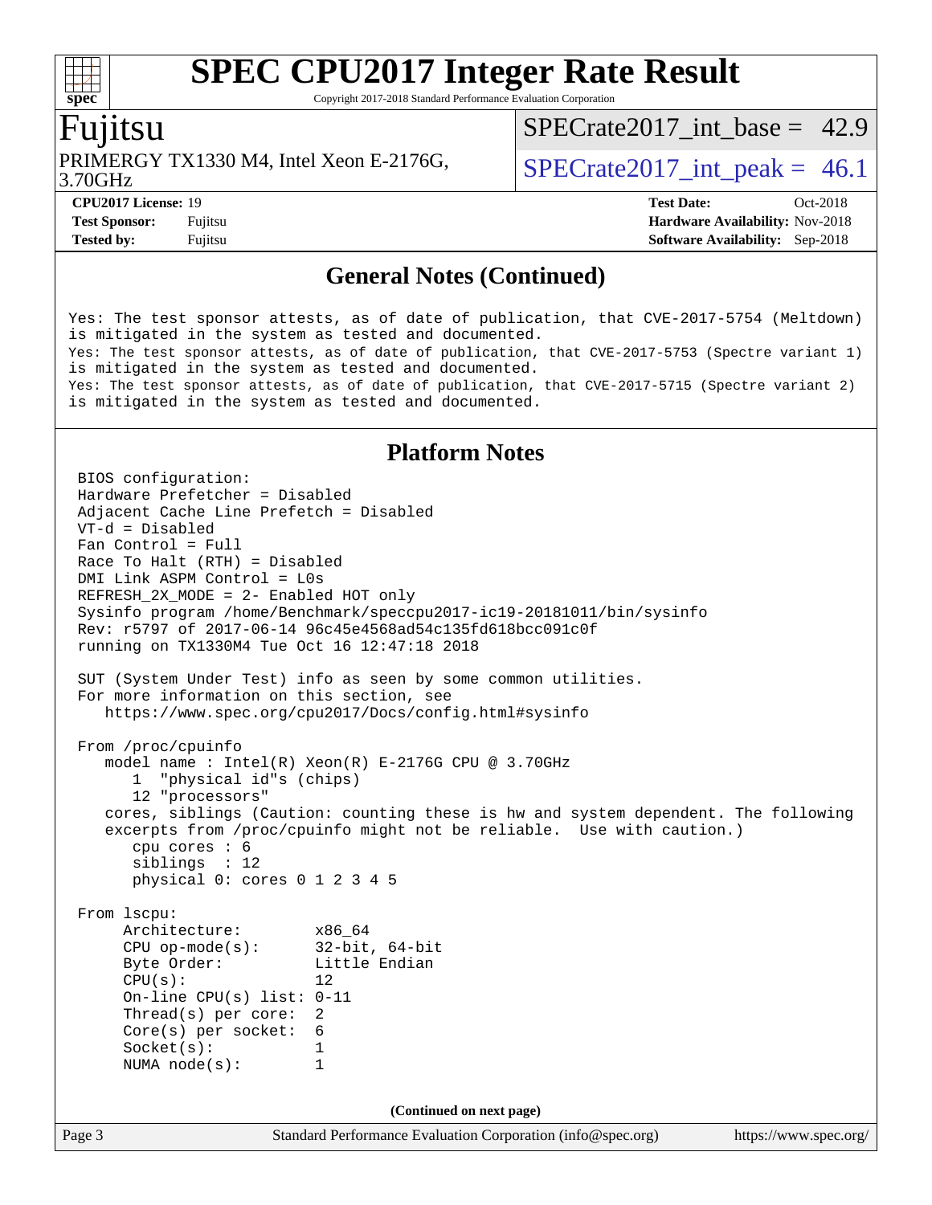## General Notes (Continued)

```
Yes: The test sponsor attests, as of date of publication, that CVE-2017-5754 (Meltdown)
is mitigated in the system as tested and documented.
Yes: The test sponsor attests, as of date of publication, that CVE-2017-5753 (Spectre variant 1)
is mitigated in the system as tested and documented.
Yes: The test sponsor attests, as of date of publication, that CVE-2017-5715 (Spectre variant 2)
is mitigated in the system as tested and documented.
```

## Platform Notes

```
BIOS configuration:
Hardware Prefetcher = Disabled
Adjacent Cache Line Prefetch = Disabled
VT-d = Disabled
Fan Control = Full
Race To Halt (RTH) = Disabled
DMI Link ASPM Control = L0s
REFRESH_2X_MODE = 2- Enabled HOT only
Sysinfo program /home/Benchmark/speccpu2017-ic19-20181011/bin/sysinfo
Rev: r5797 of 2017-06-14 96c45e4568ad54c135fd618bcc091c0f
running on TX1330M4 Tue Oct 16 12:47:18 2018

SUT (System Under Test) info as seen by some common utilities.
For more information on this section, see
   https://www.spec.org/cpu2017/Docs/config.html#sysinfo

From /proc/cpuinfo
   model name : Intel(R) Xeon(R) E-2176G CPU @ 3.70GHz
      1  "physical id"s (chips)
      12 "processors"
   cores, siblings (Caution: counting these is hw and system dependent. The following
   excerpts from /proc/cpuinfo might not be reliable.  Use with caution.)
      cpu cores : 6
      siblings  : 12
      physical 0: cores 0 1 2 3 4 5

From lscpu:
     Architecture:        x86_64
     CPU op-mode(s):      32-bit, 64-bit
     Byte Order:          Little Endian
     CPU(s):              12
     On-line CPU(s) list: 0-11
     Thread(s) per core:  2
     Core(s) per socket:  6
     Socket(s):           1
     NUMA node(s):        1
```

**(Continued on next page)**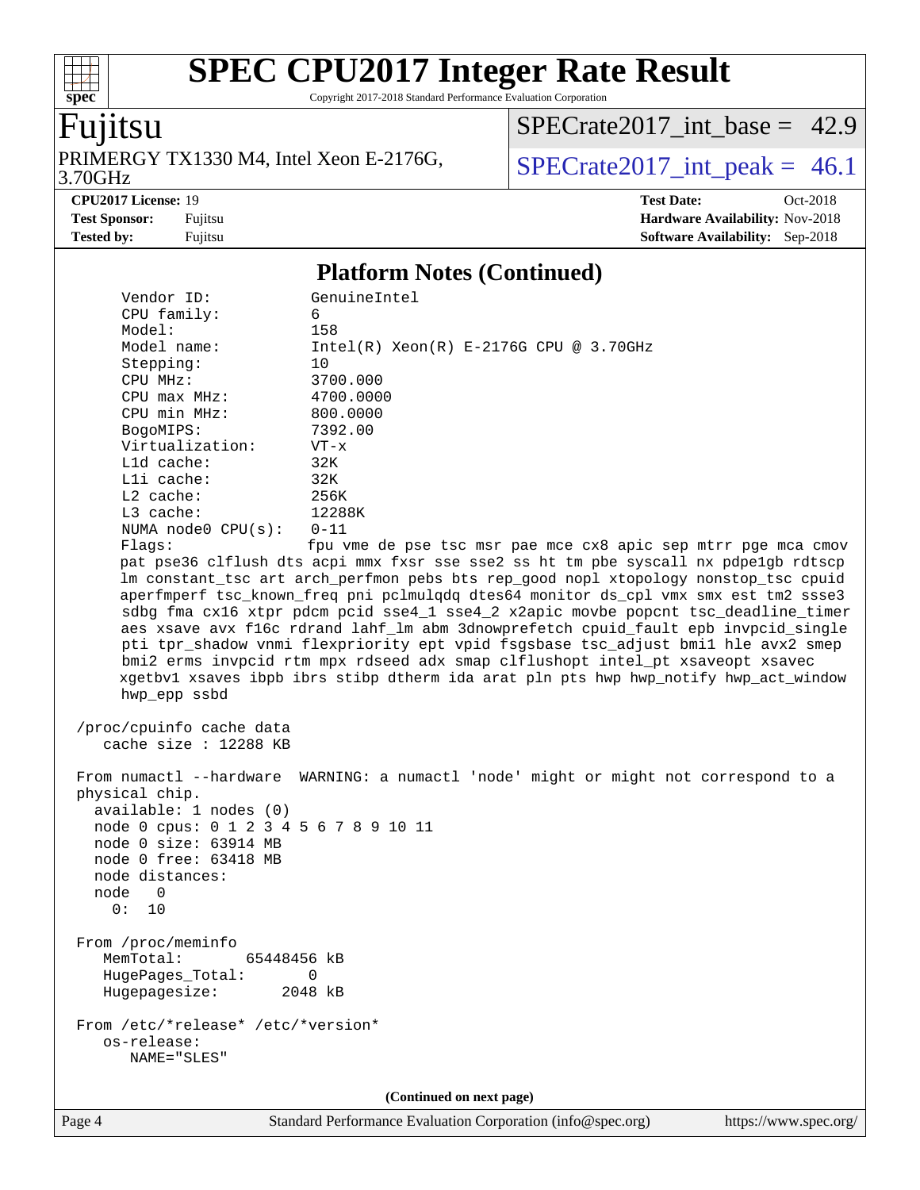# SPEC CPU2017 Integer Rate Result

Copyright 2017-2018 Standard Performance Evaluation Corporation

**Fujitsu**

PRIMERGY TX1330 M4, Intel Xeon E-2176G, 3.70GHz

SPECrate2017_int_base = 42.9

SPECrate2017_int_peak = 46.1

**CPU2017 License:** 19
**Test Sponsor:** Fujitsu
**Tested by:** Fujitsu

**Test Date:** Oct-2018
**Hardware Availability:** Nov-2018
**Software Availability:** Sep-2018

## Platform Notes (Continued)

```
      Vendor ID:             GenuineIntel
      CPU family:            6
      Model:                 158
      Model name:            Intel(R) Xeon(R) E-2176G CPU @ 3.70GHz
      Stepping:              10
      CPU MHz:               3700.000
      CPU max MHz:           4700.0000
      CPU min MHz:           800.0000
      BogoMIPS:              7392.00
      Virtualization:        VT-x
      L1d cache:             32K
      L1i cache:             32K
      L2 cache:              256K
      L3 cache:              12288K
      NUMA node0 CPU(s):     0-11
      Flags:                 fpu vme de pse tsc msr pae mce cx8 apic sep mtrr pge mca cmov
      pat pse36 clflush dts acpi mmx fxsr sse sse2 ss ht tm pbe syscall nx pdpe1gb rdtscp
      lm constant_tsc art arch_perfmon pebs bts rep_good nopl xtopology nonstop_tsc cpuid
      aperfmperf tsc_known_freq pni pclmulqdq dtes64 monitor ds_cpl vmx smx est tm2 ssse3
      sdbg fma cx16 xtpr pdcm pcid sse4_1 sse4_2 x2apic movbe popcnt tsc_deadline_timer
      aes xsave avx f16c rdrand lahf_lm abm 3dnowprefetch cpuid_fault epb invpcid_single
      pti tpr_shadow vnmi flexpriority ept vpid fsgsbase tsc_adjust bmi1 hle avx2 smep
      bmi2 erms invpcid rtm mpx rdseed adx smap clflushopt intel_pt xsaveopt xsavec
      xgetbv1 xsaves ibpb ibrs stibp dtherm ida arat pln pts hwp hwp_notify hwp_act_window
      hwp_epp ssbd

 /proc/cpuinfo cache data
    cache size : 12288 KB

 From numactl --hardware  WARNING: a numactl 'node' might or might not correspond to a
 physical chip.
   available: 1 nodes (0)
   node 0 cpus: 0 1 2 3 4 5 6 7 8 9 10 11
   node 0 size: 63914 MB
   node 0 free: 63418 MB
   node distances:
   node   0
     0:  10

 From /proc/meminfo
    MemTotal:       65448456 kB
    HugePages_Total:       0
    Hugepagesize:       2048 kB

 From /etc/*release* /etc/*version*
    os-release:
       NAME="SLES"
```

(Continued on next page)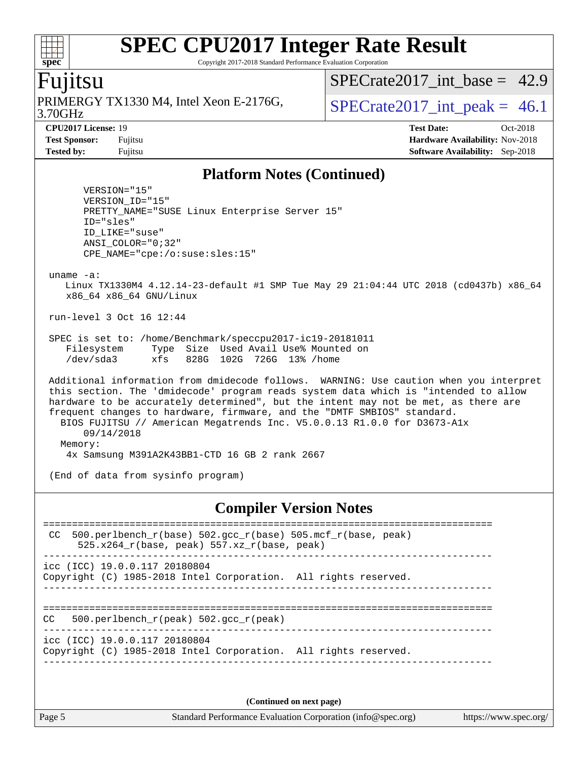## Platform Notes (Continued)

```
      VERSION="15"
      VERSION_ID="15"
      PRETTY_NAME="SUSE Linux Enterprise Server 15"
      ID="sles"
      ID_LIKE="suse"
      ANSI_COLOR="0;32"
      CPE_NAME="cpe:/o:suse:sles:15"

 uname -a:
    Linux TX1330M4 4.12.14-23-default #1 SMP Tue May 29 21:04:44 UTC 2018 (cd0437b) x86_64
    x86_64 x86_64 GNU/Linux

 run-level 3 Oct 16 12:44

 SPEC is set to: /home/Benchmark/speccpu2017-ic19-20181011
    Filesystem     Type  Size  Used Avail Use% Mounted on
    /dev/sda3      xfs   828G  102G  726G  13% /home

 Additional information from dmidecode follows.  WARNING: Use caution when you interpret
 this section. The 'dmidecode' program reads system data which is "intended to allow
 hardware to be accurately determined", but the intent may not be met, as there are
 frequent changes to hardware, firmware, and the "DMTF SMBIOS" standard.
   BIOS FUJITSU // American Megatrends Inc. V5.0.0.13 R1.0.0 for D3673-A1x
       09/14/2018
   Memory:
    4x Samsung M391A2K43BB1-CTD 16 GB 2 rank 2667

 (End of data from sysinfo program)
```

## Compiler Version Notes

```
==============================================================================
 CC  500.perlbench_r(base) 502.gcc_r(base) 505.mcf_r(base, peak)
      525.x264_r(base, peak) 557.xz_r(base, peak)
------------------------------------------------------------------------------
icc (ICC) 19.0.0.117 20180804
Copyright (C) 1985-2018 Intel Corporation.  All rights reserved.
------------------------------------------------------------------------------

==============================================================================
CC   500.perlbench_r(peak) 502.gcc_r(peak)
------------------------------------------------------------------------------
icc (ICC) 19.0.0.117 20180804
Copyright (C) 1985-2018 Intel Corporation.  All rights reserved.
------------------------------------------------------------------------------
```

**(Continued on next page)**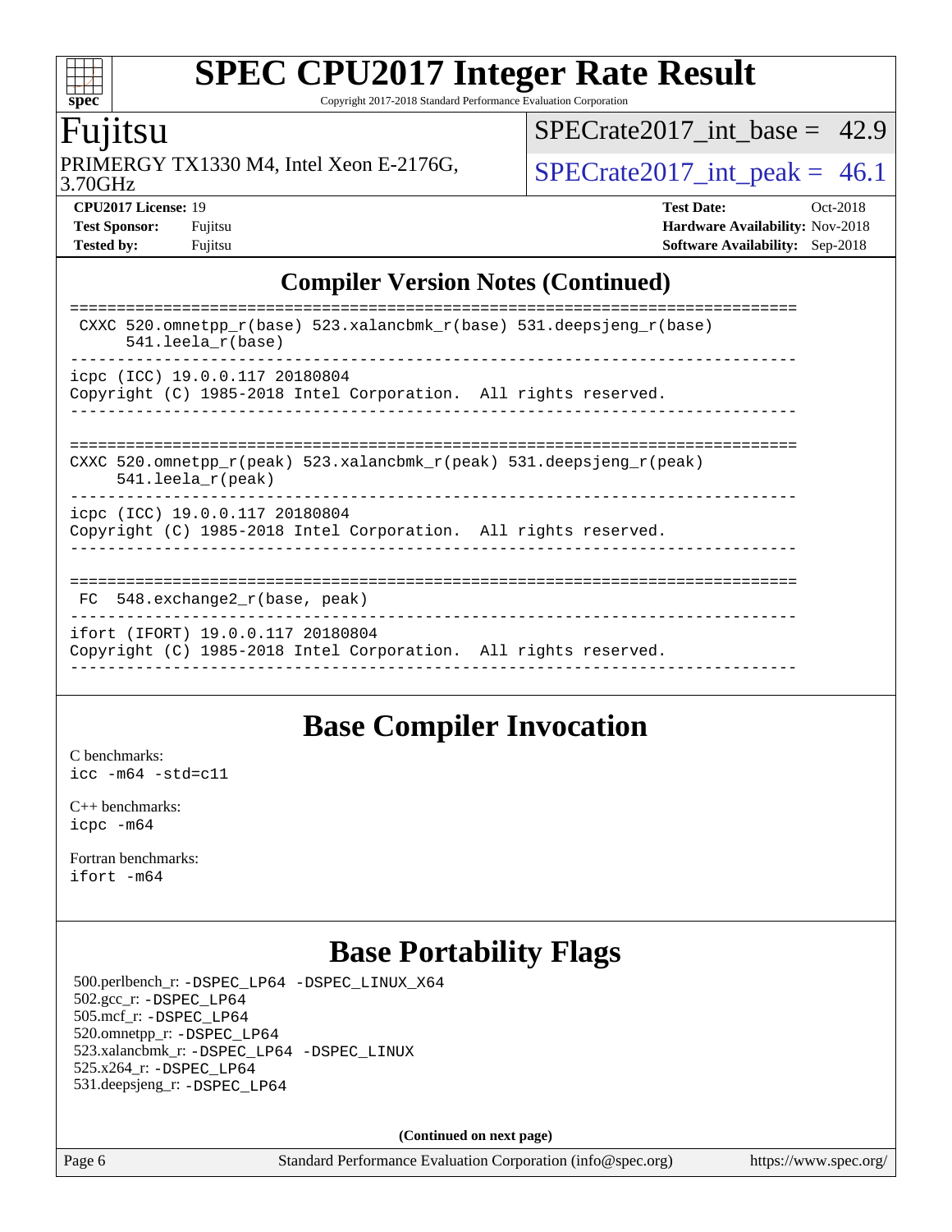## Compiler Version Notes (Continued)

```
==============================================================================
 CXXC 520.omnetpp_r(base) 523.xalancbmk_r(base) 531.deepsjeng_r(base)
      541.leela_r(base)
------------------------------------------------------------------------------
icpc (ICC) 19.0.0.117 20180804
Copyright (C) 1985-2018 Intel Corporation.  All rights reserved.
------------------------------------------------------------------------------

==============================================================================
CXXC 520.omnetpp_r(peak) 523.xalancbmk_r(peak) 531.deepsjeng_r(peak)
     541.leela_r(peak)
------------------------------------------------------------------------------
icpc (ICC) 19.0.0.117 20180804
Copyright (C) 1985-2018 Intel Corporation.  All rights reserved.
------------------------------------------------------------------------------

==============================================================================
 FC  548.exchange2_r(base, peak)
------------------------------------------------------------------------------
ifort (IFORT) 19.0.0.117 20180804
Copyright (C) 1985-2018 Intel Corporation.  All rights reserved.
------------------------------------------------------------------------------
```

## Base Compiler Invocation

C benchmarks:
`icc -m64 -std=c11`

C++ benchmarks:
`icpc -m64`

Fortran benchmarks:
`ifort -m64`

## Base Portability Flags

500.perlbench_r: `-DSPEC_LP64 -DSPEC_LINUX_X64`
502.gcc_r: `-DSPEC_LP64`
505.mcf_r: `-DSPEC_LP64`
520.omnetpp_r: `-DSPEC_LP64`
523.xalancbmk_r: `-DSPEC_LP64 -DSPEC_LINUX`
525.x264_r: `-DSPEC_LP64`
531.deepsjeng_r: `-DSPEC_LP64`

**(Continued on next page)**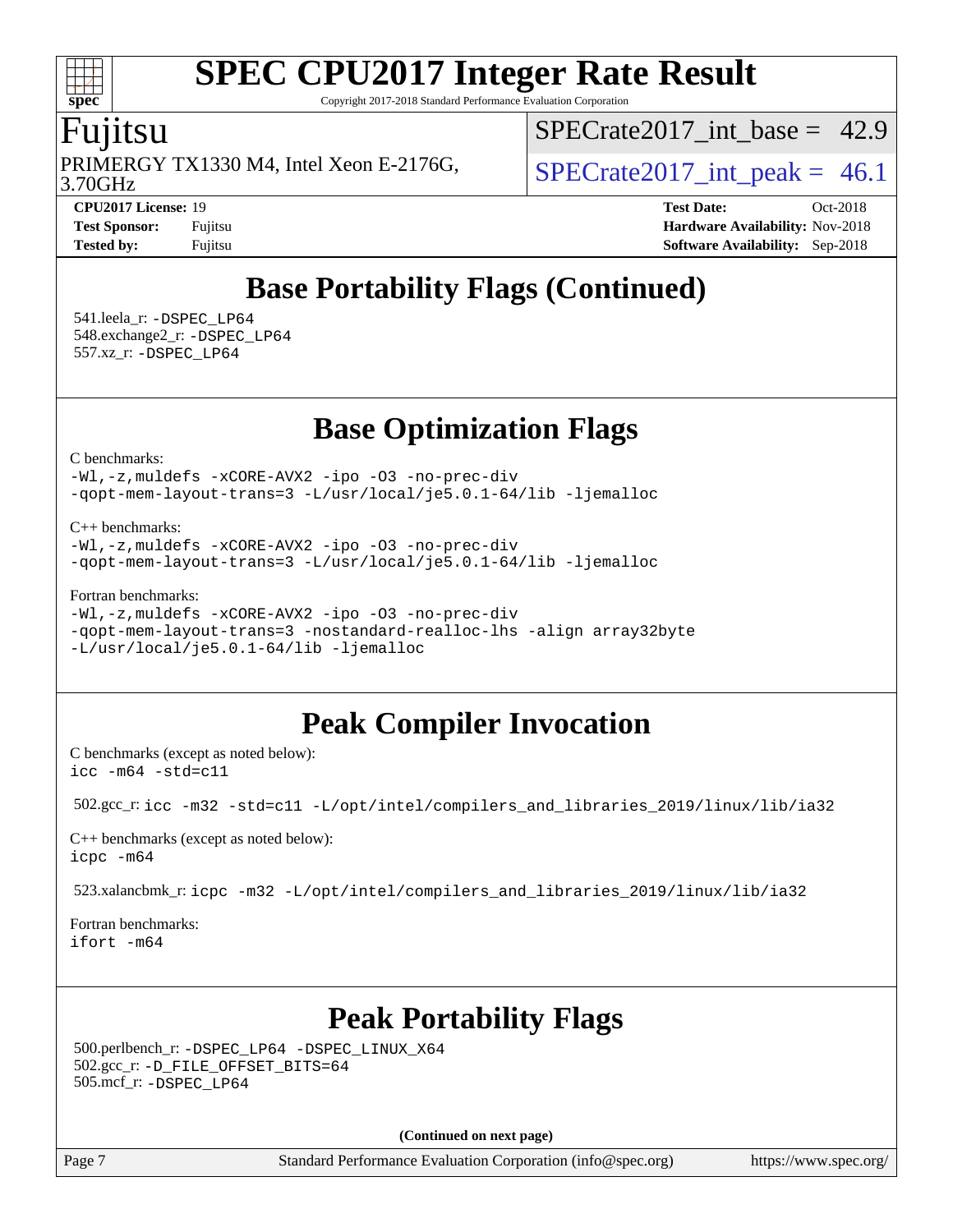# Base Portability Flags (Continued)

541.leela_r: -DSPEC_LP64
548.exchange2_r: -DSPEC_LP64
557.xz_r: -DSPEC_LP64

# Base Optimization Flags

C benchmarks:

```
-Wl,-z,muldefs -xCORE-AVX2 -ipo -O3 -no-prec-div
-qopt-mem-layout-trans=3 -L/usr/local/je5.0.1-64/lib -ljemalloc
```

C++ benchmarks:

```
-Wl,-z,muldefs -xCORE-AVX2 -ipo -O3 -no-prec-div
-qopt-mem-layout-trans=3 -L/usr/local/je5.0.1-64/lib -ljemalloc
```

Fortran benchmarks:

```
-Wl,-z,muldefs -xCORE-AVX2 -ipo -O3 -no-prec-div
-qopt-mem-layout-trans=3 -nostandard-realloc-lhs -align array32byte
-L/usr/local/je5.0.1-64/lib -ljemalloc
```

# Peak Compiler Invocation

C benchmarks (except as noted below):
icc -m64 -std=c11

502.gcc_r: icc -m32 -std=c11 -L/opt/intel/compilers_and_libraries_2019/linux/lib/ia32

C++ benchmarks (except as noted below):
icpc -m64

523.xalancbmk_r: icpc -m32 -L/opt/intel/compilers_and_libraries_2019/linux/lib/ia32

Fortran benchmarks:
ifort -m64

# Peak Portability Flags

500.perlbench_r: -DSPEC_LP64 -DSPEC_LINUX_X64
502.gcc_r: -D_FILE_OFFSET_BITS=64
505.mcf_r: -DSPEC_LP64

**(Continued on next page)**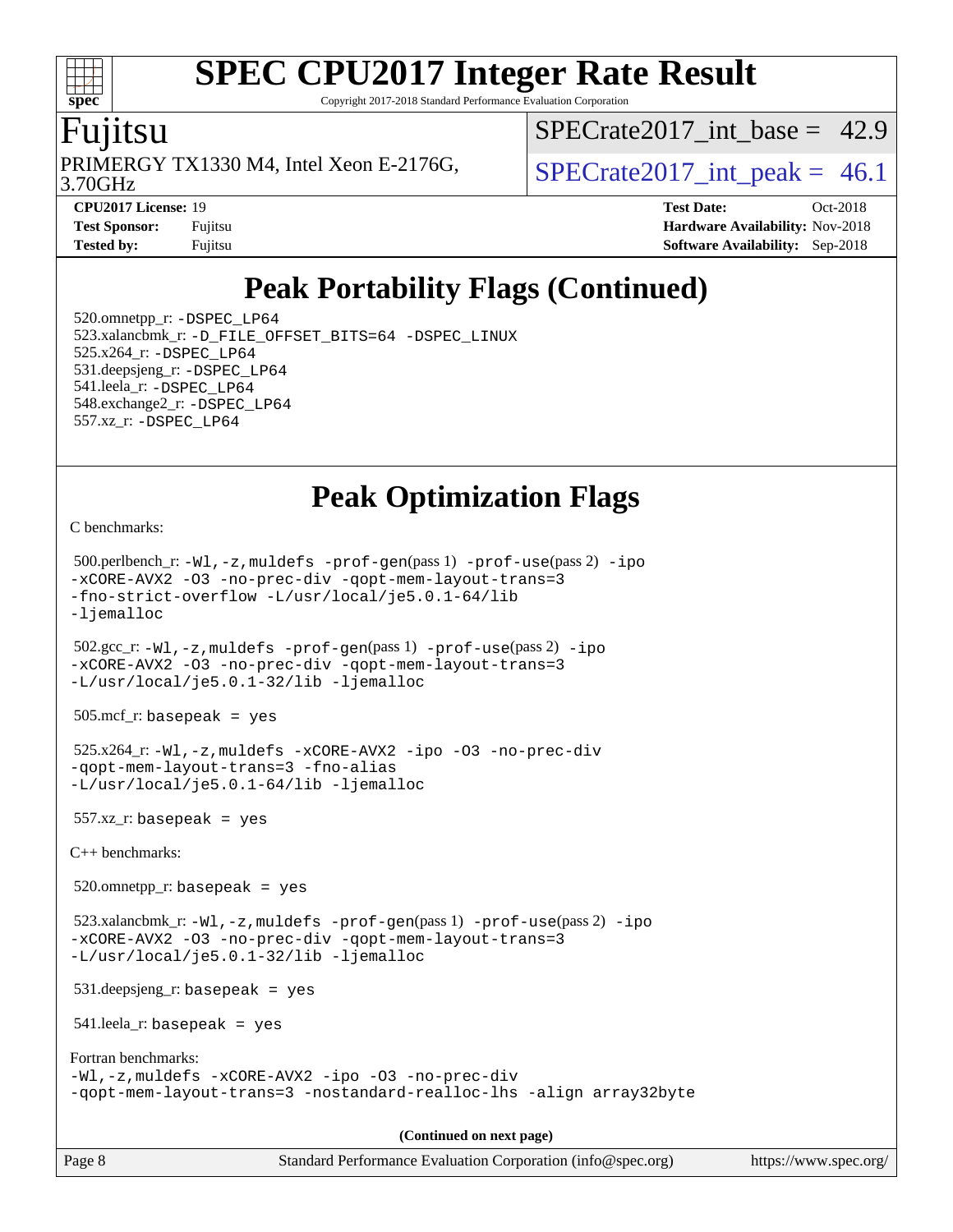# SPEC CPU2017 Integer Rate Result

Copyright 2017-2018 Standard Performance Evaluation Corporation

## Fujitsu

PRIMERGY TX1330 M4, Intel Xeon E-2176G, 3.70GHz

SPECrate2017_int_base = 42.9

SPECrate2017_int_peak = 46.1

**CPU2017 License:** 19
**Test Sponsor:** Fujitsu
**Tested by:** Fujitsu

**Test Date:** Oct-2018
**Hardware Availability:** Nov-2018
**Software Availability:** Sep-2018

## Peak Portability Flags (Continued)

520.omnetpp_r: -DSPEC_LP64
523.xalancbmk_r: -D_FILE_OFFSET_BITS=64 -DSPEC_LINUX
525.x264_r: -DSPEC_LP64
531.deepsjeng_r: -DSPEC_LP64
541.leela_r: -DSPEC_LP64
548.exchange2_r: -DSPEC_LP64
557.xz_r: -DSPEC_LP64

## Peak Optimization Flags

C benchmarks:

500.perlbench_r: -Wl,-z,muldefs -prof-gen(pass 1) -prof-use(pass 2) -ipo -xCORE-AVX2 -O3 -no-prec-div -qopt-mem-layout-trans=3 -fno-strict-overflow -L/usr/local/je5.0.1-64/lib -ljemalloc

502.gcc_r: -Wl,-z,muldefs -prof-gen(pass 1) -prof-use(pass 2) -ipo -xCORE-AVX2 -O3 -no-prec-div -qopt-mem-layout-trans=3 -L/usr/local/je5.0.1-32/lib -ljemalloc

505.mcf_r: basepeak = yes

525.x264_r: -Wl,-z,muldefs -xCORE-AVX2 -ipo -O3 -no-prec-div -qopt-mem-layout-trans=3 -fno-alias -L/usr/local/je5.0.1-64/lib -ljemalloc

557.xz_r: basepeak = yes

C++ benchmarks:

520.omnetpp_r: basepeak = yes

523.xalancbmk_r: -Wl,-z,muldefs -prof-gen(pass 1) -prof-use(pass 2) -ipo -xCORE-AVX2 -O3 -no-prec-div -qopt-mem-layout-trans=3 -L/usr/local/je5.0.1-32/lib -ljemalloc

531.deepsjeng_r: basepeak = yes

541.leela_r: basepeak = yes

Fortran benchmarks:
-Wl,-z,muldefs -xCORE-AVX2 -ipo -O3 -no-prec-div -qopt-mem-layout-trans=3 -nostandard-realloc-lhs -align array32byte

**(Continued on next page)**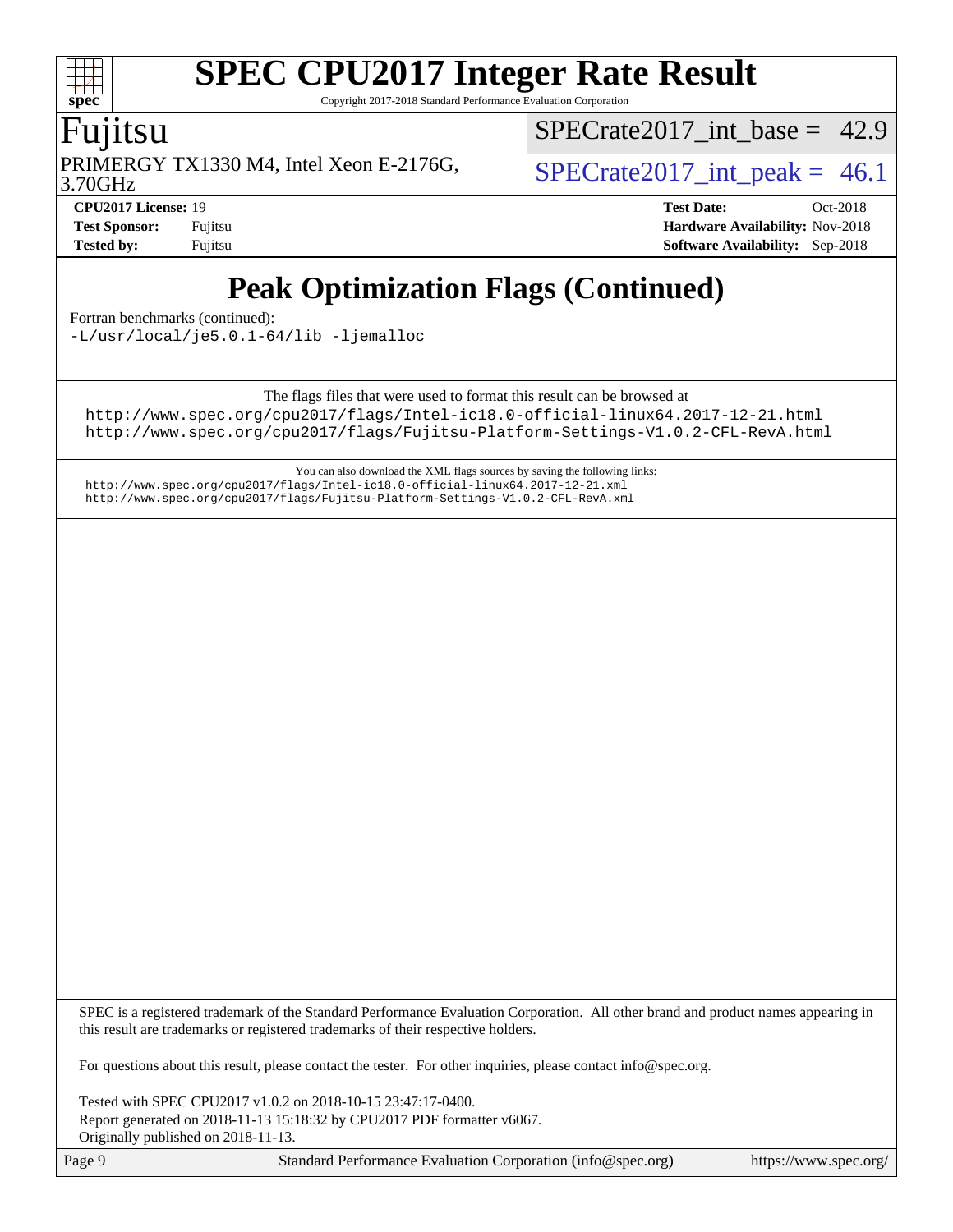# Peak Optimization Flags (Continued)

Fortran benchmarks (continued):

-L/usr/local/je5.0.1-64/lib -ljemalloc

The flags files that were used to format this result can be browsed at

http://www.spec.org/cpu2017/flags/Intel-ic18.0-official-linux64.2017-12-21.html
http://www.spec.org/cpu2017/flags/Fujitsu-Platform-Settings-V1.0.2-CFL-RevA.html

You can also download the XML flags sources by saving the following links:

http://www.spec.org/cpu2017/flags/Intel-ic18.0-official-linux64.2017-12-21.xml
http://www.spec.org/cpu2017/flags/Fujitsu-Platform-Settings-V1.0.2-CFL-RevA.xml

SPEC is a registered trademark of the Standard Performance Evaluation Corporation. All other brand and product names appearing in this result are trademarks or registered trademarks of their respective holders.

For questions about this result, please contact the tester. For other inquiries, please contact info@spec.org.

Tested with SPEC CPU2017 v1.0.2 on 2018-10-15 23:47:17-0400.
Report generated on 2018-11-13 15:18:32 by CPU2017 PDF formatter v6067.
Originally published on 2018-11-13.